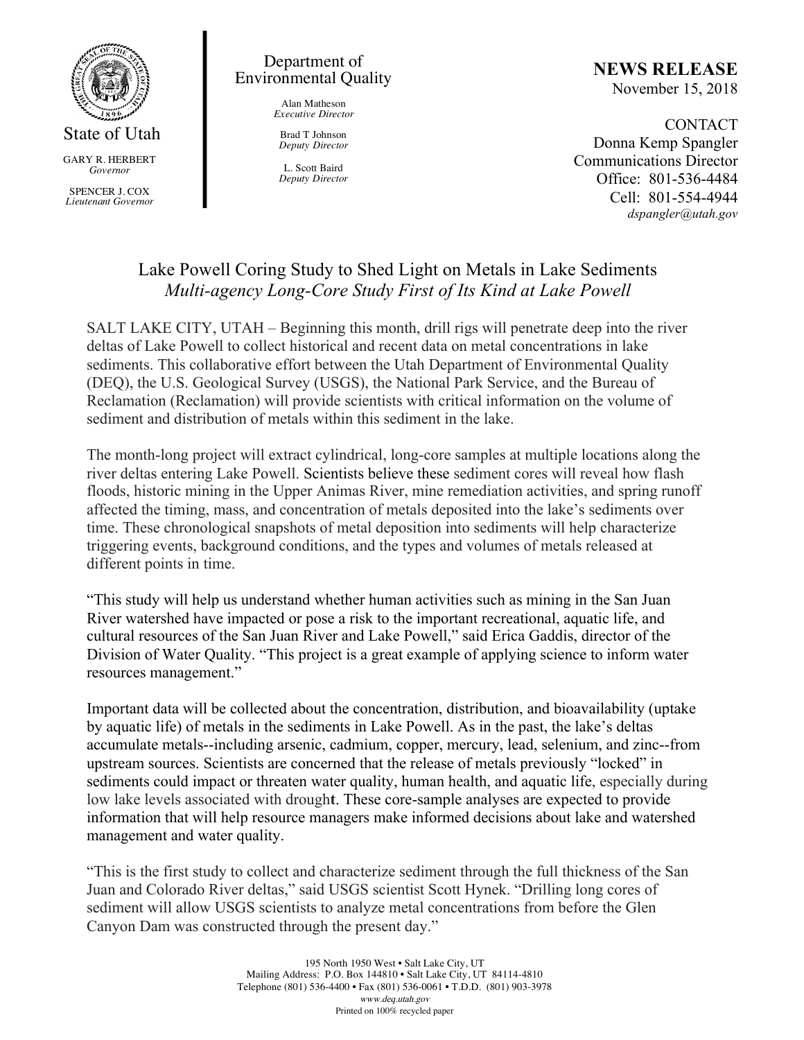State of Utah

GARY R. HERBERT
*Governor*

SPENCER J. COX
*Lieutenant Governor*

Department of Environmental Quality

Alan Matheson
*Executive Director*

Brad T Johnson
*Deputy Director*

L. Scott Baird
*Deputy Director*

**NEWS RELEASE**
November 15, 2018

CONTACT
Donna Kemp Spangler
Communications Director
Office: 801-536-4484
Cell: 801-554-4944
*dspangler@utah.gov*

## Lake Powell Coring Study to Shed Light on Metals in Lake Sediments
### *Multi-agency Long-Core Study First of Its Kind at Lake Powell*

SALT LAKE CITY, UTAH – Beginning this month, drill rigs will penetrate deep into the river deltas of Lake Powell to collect historical and recent data on metal concentrations in lake sediments. This collaborative effort between the Utah Department of Environmental Quality (DEQ), the U.S. Geological Survey (USGS), the National Park Service, and the Bureau of Reclamation (Reclamation) will provide scientists with critical information on the volume of sediment and distribution of metals within this sediment in the lake.

The month-long project will extract cylindrical, long-core samples at multiple locations along the river deltas entering Lake Powell. Scientists believe these sediment cores will reveal how flash floods, historic mining in the Upper Animas River, mine remediation activities, and spring runoff affected the timing, mass, and concentration of metals deposited into the lake's sediments over time. These chronological snapshots of metal deposition into sediments will help characterize triggering events, background conditions, and the types and volumes of metals released at different points in time.

"This study will help us understand whether human activities such as mining in the San Juan River watershed have impacted or pose a risk to the important recreational, aquatic life, and cultural resources of the San Juan River and Lake Powell," said Erica Gaddis, director of the Division of Water Quality. "This project is a great example of applying science to inform water resources management."

Important data will be collected about the concentration, distribution, and bioavailability (uptake by aquatic life) of metals in the sediments in Lake Powell. As in the past, the lake's deltas accumulate metals--including arsenic, cadmium, copper, mercury, lead, selenium, and zinc--from upstream sources. Scientists are concerned that the release of metals previously "locked" in sediments could impact or threaten water quality, human health, and aquatic life, especially during low lake levels associated with drought. These core-sample analyses are expected to provide information that will help resource managers make informed decisions about lake and watershed management and water quality.

"This is the first study to collect and characterize sediment through the full thickness of the San Juan and Colorado River deltas," said USGS scientist Scott Hynek. "Drilling long cores of sediment will allow USGS scientists to analyze metal concentrations from before the Glen Canyon Dam was constructed through the present day."

195 North 1950 West • Salt Lake City, UT
Mailing Address: P.O. Box 144810 • Salt Lake City, UT 84114-4810
Telephone (801) 536-4400 • Fax (801) 536-0061 • T.D.D. (801) 903-3978
*www.deq.utah.gov*
Printed on 100% recycled paper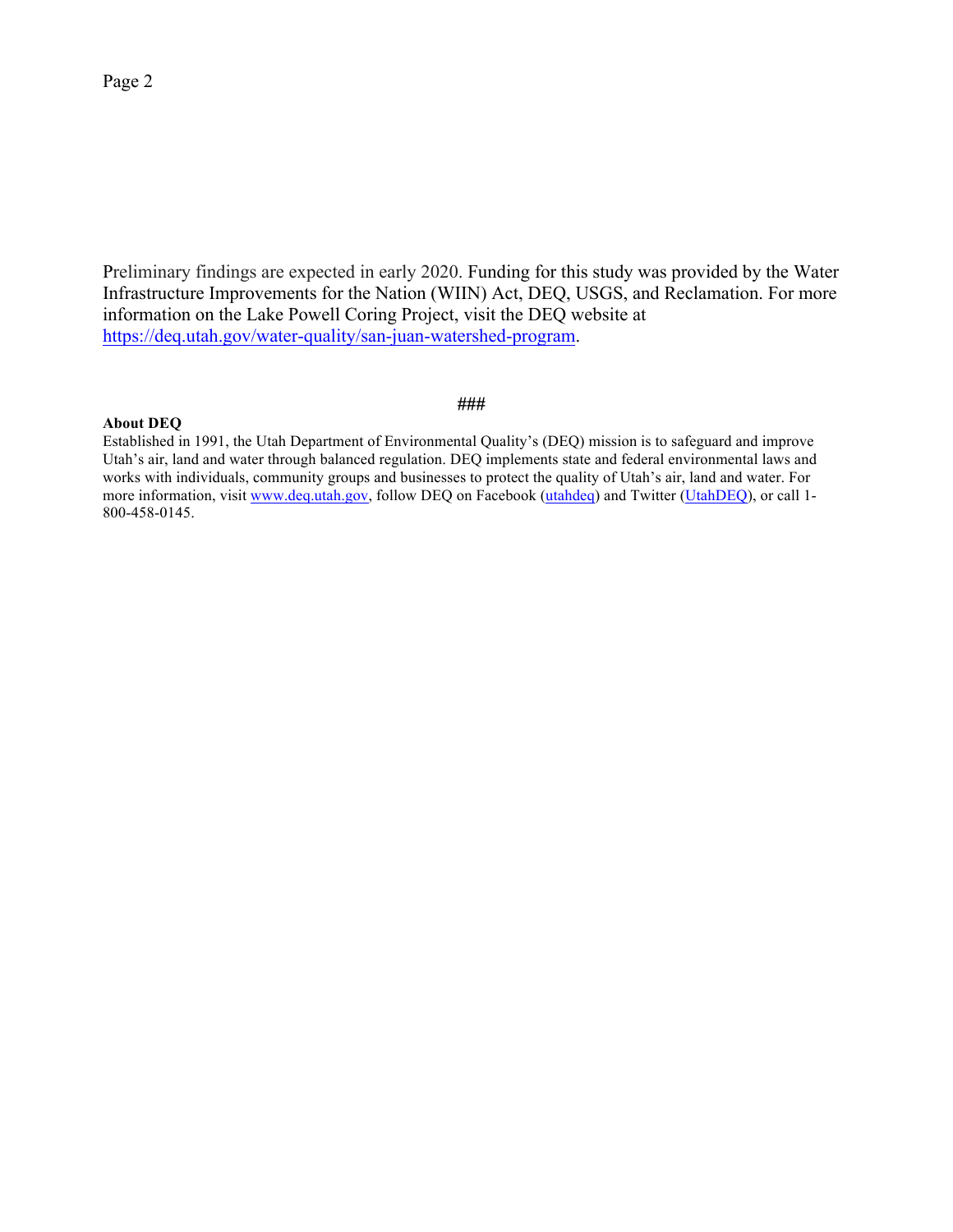Preliminary findings are expected in early 2020. Funding for this study was provided by the Water Infrastructure Improvements for the Nation (WIIN) Act, DEQ, USGS, and Reclamation. For more information on the Lake Powell Coring Project, visit the DEQ website at https://deq.utah.gov/water-quality/san-juan-watershed-program.

###

**About DEQ**

Established in 1991, the Utah Department of Environmental Quality's (DEQ) mission is to safeguard and improve Utah's air, land and water through balanced regulation. DEQ implements state and federal environmental laws and works with individuals, community groups and businesses to protect the quality of Utah's air, land and water. For more information, visit www.deq.utah.gov, follow DEQ on Facebook (utahdeq) and Twitter (UtahDEQ), or call 1-800-458-0145.